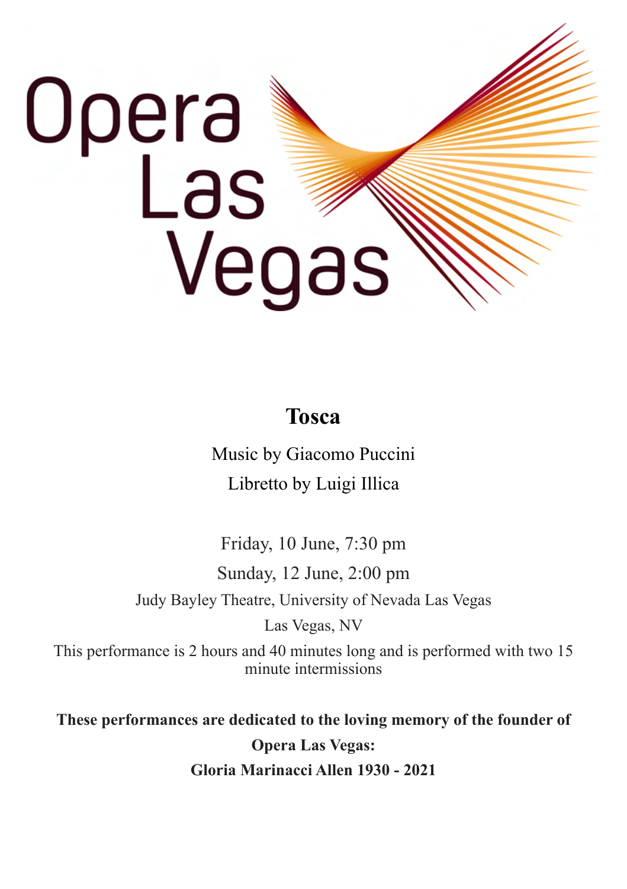Opera Las Vegas

# Tosca

Music by Giacomo Puccini

Libretto by Luigi Illica

Friday, 10 June, 7:30 pm

Sunday, 12 June, 2:00 pm

Judy Bayley Theatre, University of Nevada Las Vegas

Las Vegas, NV

This performance is 2 hours and 40 minutes long and is performed with two 15 minute intermissions

**These performances are dedicated to the loving memory of the founder of Opera Las Vegas:**

**Gloria Marinacci Allen 1930 - 2021**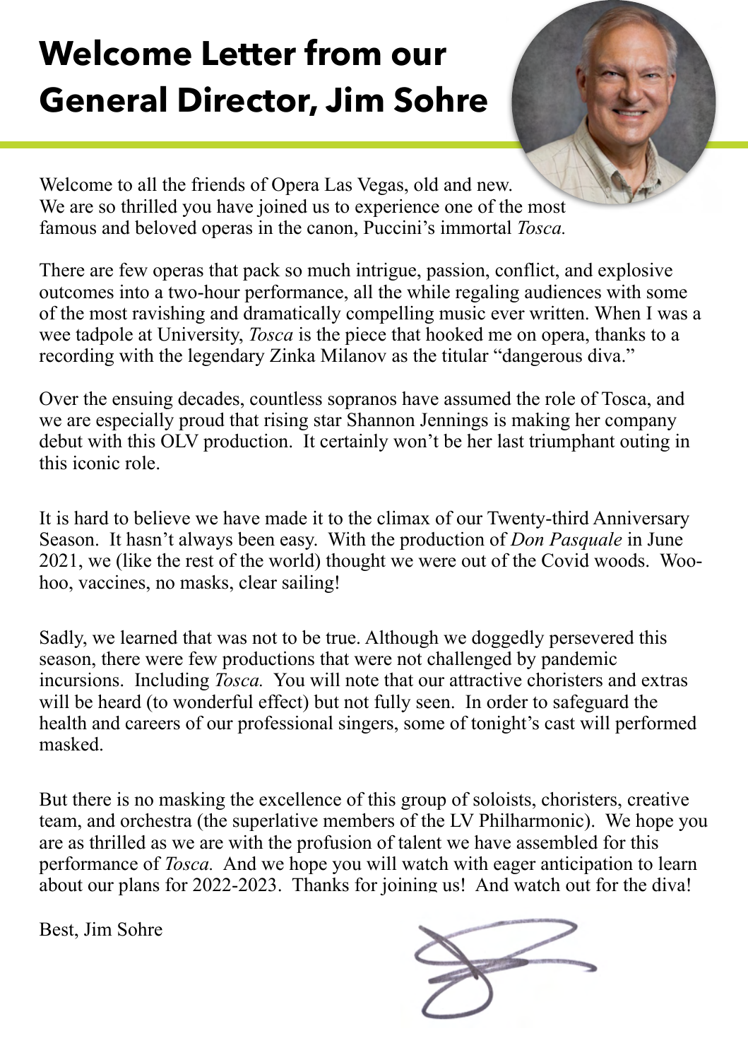# Welcome Letter from our General Director, Jim Sohre

Welcome to all the friends of Opera Las Vegas, old and new. We are so thrilled you have joined us to experience one of the most famous and beloved operas in the canon, Puccini's immortal *Tosca.*

There are few operas that pack so much intrigue, passion, conflict, and explosive outcomes into a two-hour performance, all the while regaling audiences with some of the most ravishing and dramatically compelling music ever written. When I was a wee tadpole at University, *Tosca* is the piece that hooked me on opera, thanks to a recording with the legendary Zinka Milanov as the titular "dangerous diva."

Over the ensuing decades, countless sopranos have assumed the role of Tosca, and we are especially proud that rising star Shannon Jennings is making her company debut with this OLV production. It certainly won't be her last triumphant outing in this iconic role.

It is hard to believe we have made it to the climax of our Twenty-third Anniversary Season. It hasn't always been easy. With the production of *Don Pasquale* in June 2021, we (like the rest of the world) thought we were out of the Covid woods. Woo-hoo, vaccines, no masks, clear sailing!

Sadly, we learned that was not to be true. Although we doggedly persevered this season, there were few productions that were not challenged by pandemic incursions. Including *Tosca.* You will note that our attractive choristers and extras will be heard (to wonderful effect) but not fully seen. In order to safeguard the health and careers of our professional singers, some of tonight's cast will performed masked.

But there is no masking the excellence of this group of soloists, choristers, creative team, and orchestra (the superlative members of the LV Philharmonic). We hope you are as thrilled as we are with the profusion of talent we have assembled for this performance of *Tosca.* And we hope you will watch with eager anticipation to learn about our plans for 2022-2023. Thanks for joining us! And watch out for the diva!

Best, Jim Sohre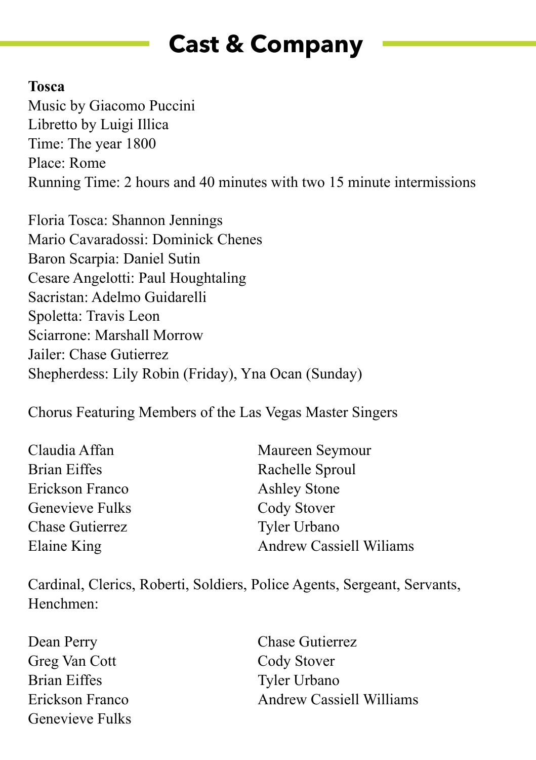# Cast & Company

**Tosca**
Music by Giacomo Puccini
Libretto by Luigi Illica
Time: The year 1800
Place: Rome
Running Time: 2 hours and 40 minutes with two 15 minute intermissions

Floria Tosca: Shannon Jennings
Mario Cavaradossi: Dominick Chenes
Baron Scarpia: Daniel Sutin
Cesare Angelotti: Paul Houghtaling
Sacristan: Adelmo Guidarelli
Spoletta: Travis Leon
Sciarrone: Marshall Morrow
Jailer: Chase Gutierrez
Shepherdess: Lily Robin (Friday), Yna Ocan (Sunday)

Chorus Featuring Members of the Las Vegas Master Singers

Claudia Affan
Brian Eiffes
Erickson Franco
Genevieve Fulks
Chase Gutierrez
Elaine King
Maureen Seymour
Rachelle Sproul
Ashley Stone
Cody Stover
Tyler Urbano
Andrew Cassiell Wiliams

Cardinal, Clerics, Roberti, Soldiers, Police Agents, Sergeant, Servants, Henchmen:

Dean Perry
Greg Van Cott
Brian Eiffes
Erickson Franco
Genevieve Fulks
Chase Gutierrez
Cody Stover
Tyler Urbano
Andrew Cassiell Williams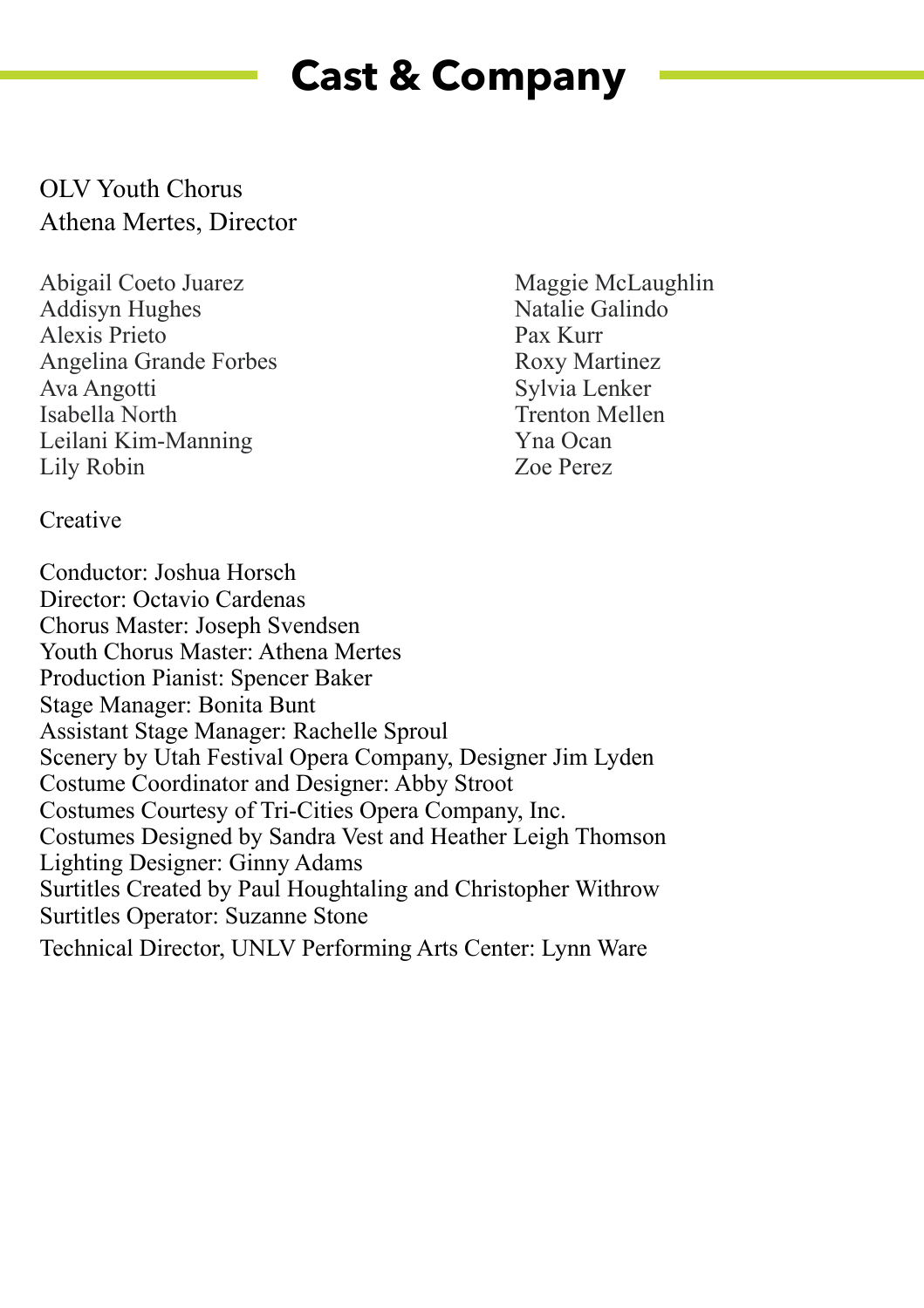# Cast & Company

OLV Youth Chorus
Athena Mertes, Director

Abigail Coeto Juarez
Addisyn Hughes
Alexis Prieto
Angelina Grande Forbes
Ava Angotti
Isabella North
Leilani Kim-Manning
Lily Robin
Maggie McLaughlin
Natalie Galindo
Pax Kurr
Roxy Martinez
Sylvia Lenker
Trenton Mellen
Yna Ocan
Zoe Perez

Creative

Conductor: Joshua Horsch
Director: Octavio Cardenas
Chorus Master: Joseph Svendsen
Youth Chorus Master: Athena Mertes
Production Pianist: Spencer Baker
Stage Manager: Bonita Bunt
Assistant Stage Manager: Rachelle Sproul
Scenery by Utah Festival Opera Company, Designer Jim Lyden
Costume Coordinator and Designer: Abby Stroot
Costumes Courtesy of Tri-Cities Opera Company, Inc.
Costumes Designed by Sandra Vest and Heather Leigh Thomson
Lighting Designer: Ginny Adams
Surtitles Created by Paul Houghtaling and Christopher Withrow
Surtitles Operator: Suzanne Stone
Technical Director, UNLV Performing Arts Center: Lynn Ware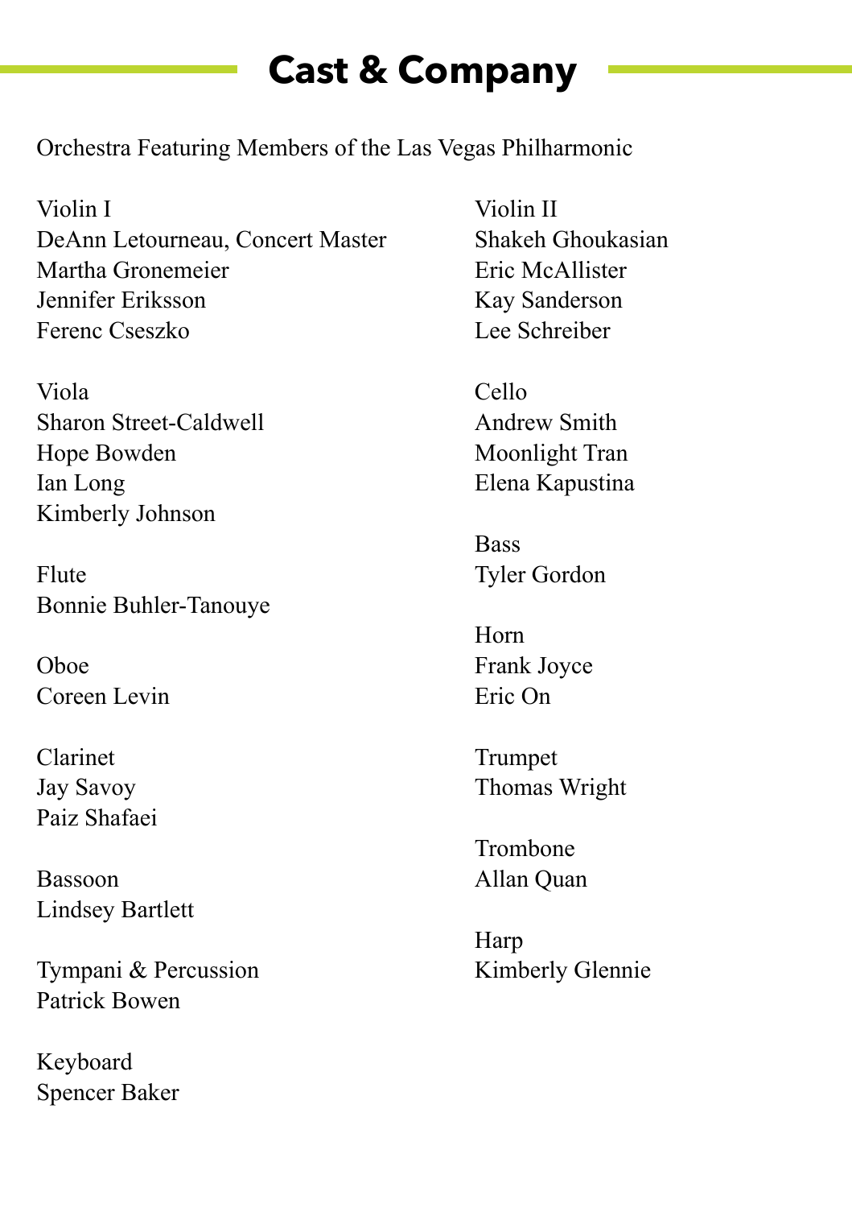# Cast & Company

Orchestra Featuring Members of the Las Vegas Philharmonic

Violin I
DeAnn Letourneau, Concert Master
Martha Gronemeier
Jennifer Eriksson
Ferenc Cseszko

Viola
Sharon Street-Caldwell
Hope Bowden
Ian Long
Kimberly Johnson

Flute
Bonnie Buhler-Tanouye

Oboe
Coreen Levin

Clarinet
Jay Savoy
Paiz Shafaei

Bassoon
Lindsey Bartlett

Tympani & Percussion
Patrick Bowen

Keyboard
Spencer Baker

Violin II
Shakeh Ghoukasian
Eric McAllister
Kay Sanderson
Lee Schreiber

Cello
Andrew Smith
Moonlight Tran
Elena Kapustina

Bass
Tyler Gordon

Horn
Frank Joyce
Eric On

Trumpet
Thomas Wright

Trombone
Allan Quan

Harp
Kimberly Glennie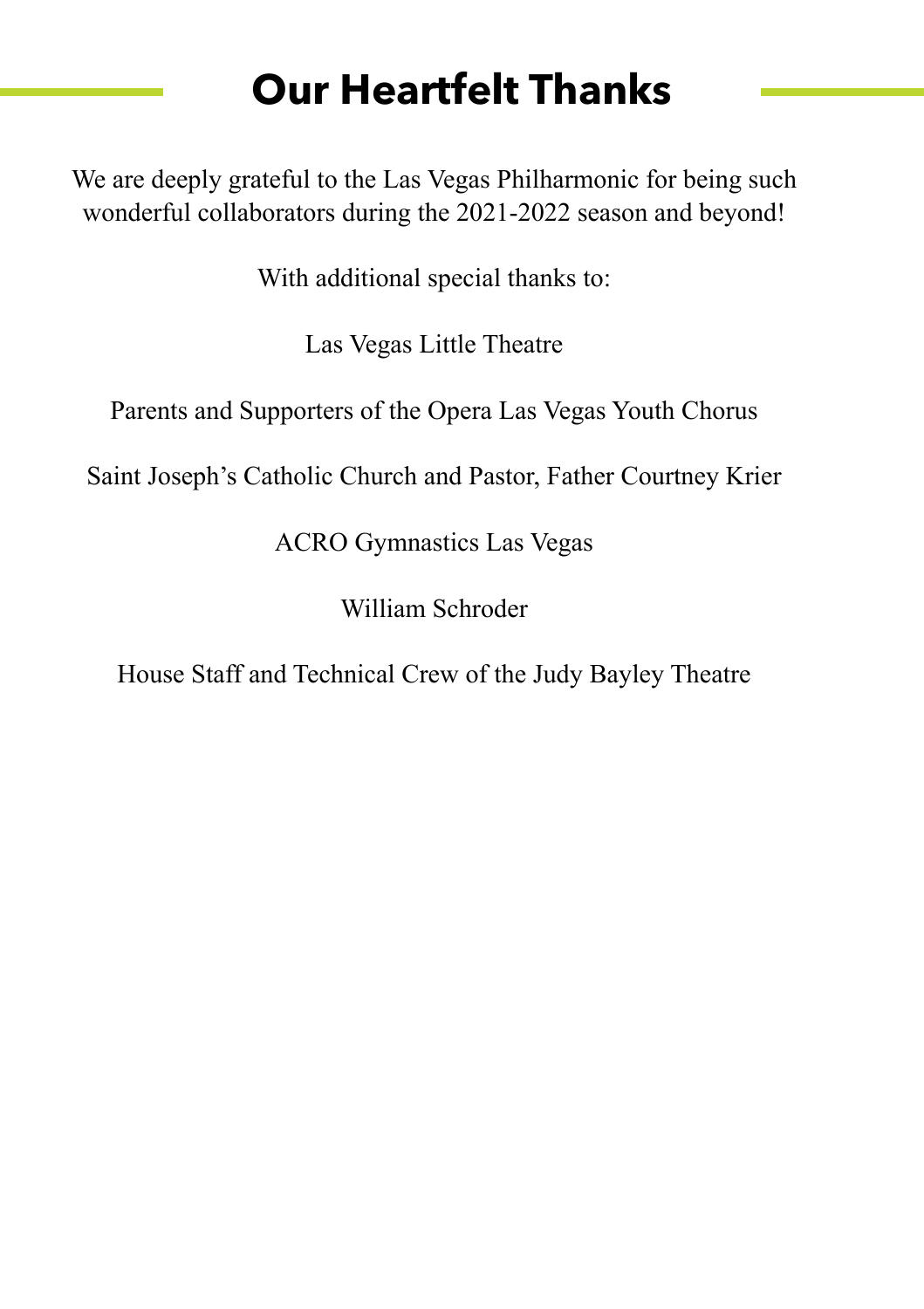# Our Heartfelt Thanks

We are deeply grateful to the Las Vegas Philharmonic for being such wonderful collaborators during the 2021-2022 season and beyond!

With additional special thanks to:

Las Vegas Little Theatre

Parents and Supporters of the Opera Las Vegas Youth Chorus

Saint Joseph's Catholic Church and Pastor, Father Courtney Krier

ACRO Gymnastics Las Vegas

William Schroder

House Staff and Technical Crew of the Judy Bayley Theatre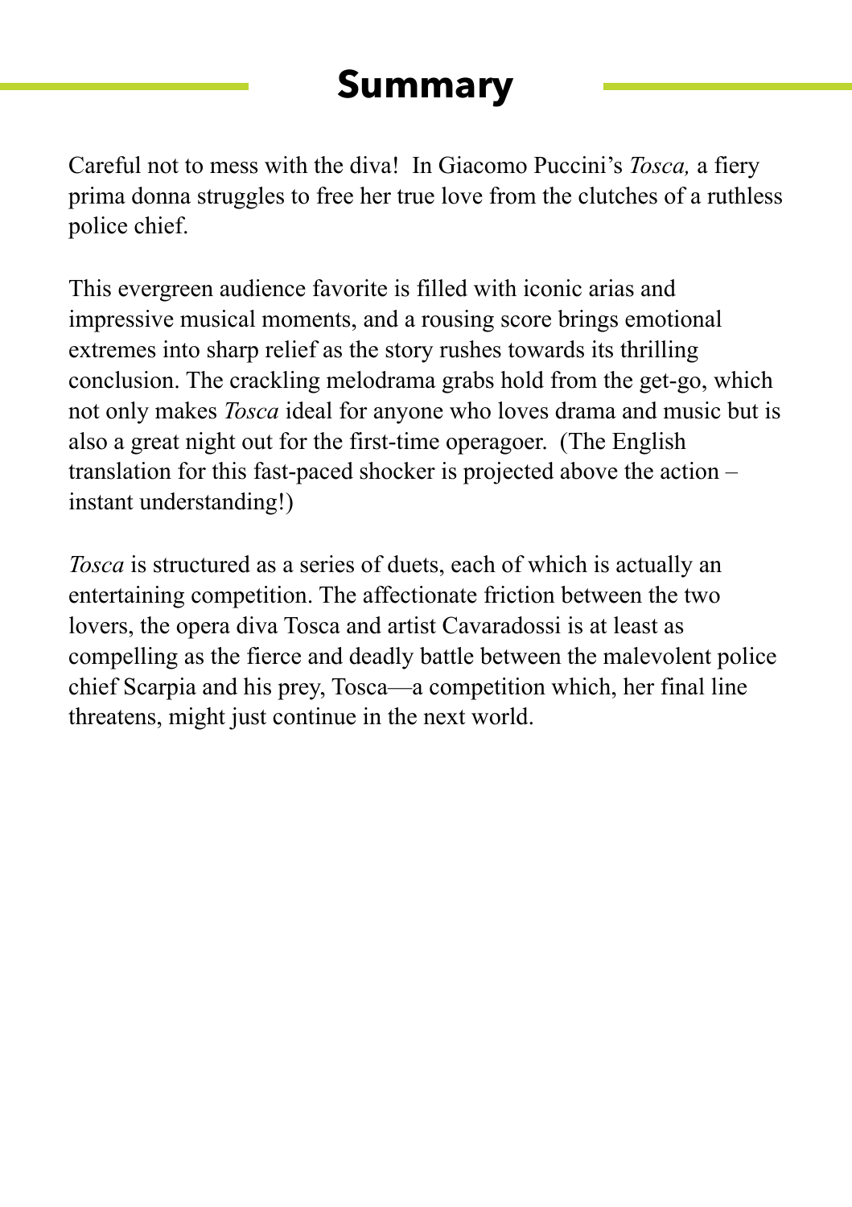# Summary

Careful not to mess with the diva!  In Giacomo Puccini's *Tosca,* a fiery prima donna struggles to free her true love from the clutches of a ruthless police chief.

This evergreen audience favorite is filled with iconic arias and impressive musical moments, and a rousing score brings emotional extremes into sharp relief as the story rushes towards its thrilling conclusion. The crackling melodrama grabs hold from the get-go, which not only makes *Tosca* ideal for anyone who loves drama and music but is also a great night out for the first-time operagoer.  (The English translation for this fast-paced shocker is projected above the action – instant understanding!)

*Tosca* is structured as a series of duets, each of which is actually an entertaining competition. The affectionate friction between the two lovers, the opera diva Tosca and artist Cavaradossi is at least as compelling as the fierce and deadly battle between the malevolent police chief Scarpia and his prey, Tosca—a competition which, her final line threatens, might just continue in the next world.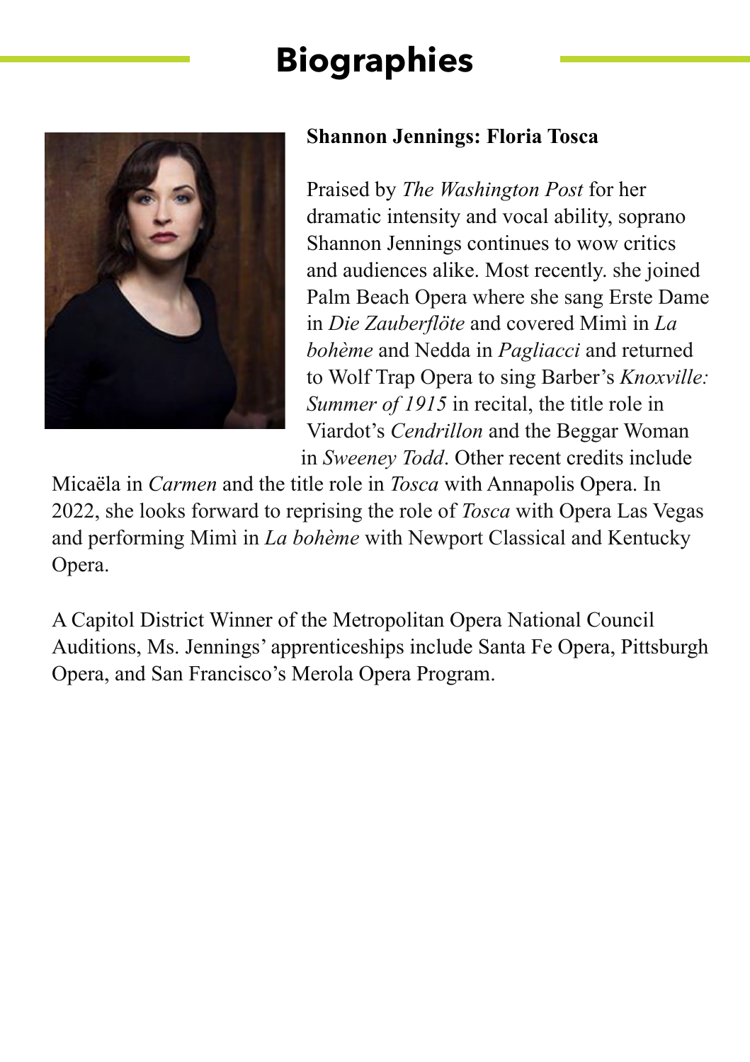# Biographies

**Shannon Jennings: Floria Tosca**

Praised by *The Washington Post* for her dramatic intensity and vocal ability, soprano Shannon Jennings continues to wow critics and audiences alike. Most recently. she joined Palm Beach Opera where she sang Erste Dame in *Die Zauberflöte* and covered Mimì in *La bohème* and Nedda in *Pagliacci* and returned to Wolf Trap Opera to sing Barber's *Knoxville: Summer of 1915* in recital, the title role in Viardot's *Cendrillon* and the Beggar Woman in *Sweeney Todd*. Other recent credits include Micaëla in *Carmen* and the title role in *Tosca* with Annapolis Opera. In 2022, she looks forward to reprising the role of *Tosca* with Opera Las Vegas and performing Mimì in *La bohème* with Newport Classical and Kentucky Opera.

A Capitol District Winner of the Metropolitan Opera National Council Auditions, Ms. Jennings' apprenticeships include Santa Fe Opera, Pittsburgh Opera, and San Francisco's Merola Opera Program.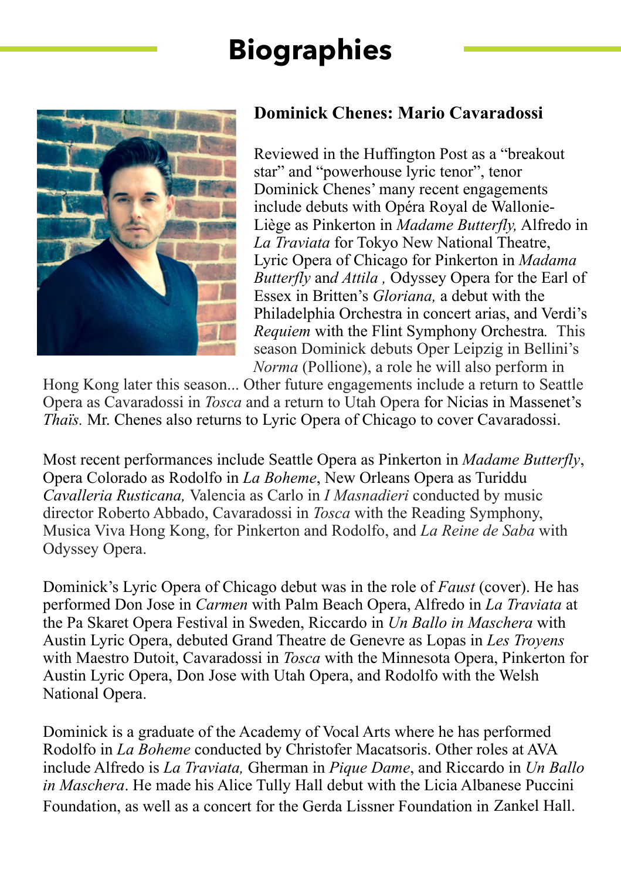# Biographies

### Dominick Chenes: Mario Cavaradossi

Reviewed in the Huffington Post as a "breakout star" and "powerhouse lyric tenor", tenor Dominick Chenes' many recent engagements include debuts with Opéra Royal de Wallonie-Liège as Pinkerton in *Madame Butterfly,* Alfredo in *La Traviata* for Tokyo New National Theatre, Lyric Opera of Chicago for Pinkerton in *Madama Butterfly* and *Attila ,* Odyssey Opera for the Earl of Essex in Britten's *Gloriana,* a debut with the Philadelphia Orchestra in concert arias, and Verdi's *Requiem* with the Flint Symphony Orchestra*.* This season Dominick debuts Oper Leipzig in Bellini's *Norma* (Pollione), a role he will also perform in Hong Kong later this season... Other future engagements include a return to Seattle Opera as Cavaradossi in *Tosca* and a return to Utah Opera for Nicias in Massenet's *Thaïs.* Mr. Chenes also returns to Lyric Opera of Chicago to cover Cavaradossi.

Most recent performances include Seattle Opera as Pinkerton in *Madame Butterfly*, Opera Colorado as Rodolfo in *La Boheme*, New Orleans Opera as Turiddu *Cavalleria Rusticana,* Valencia as Carlo in *I Masnadieri* conducted by music director Roberto Abbado, Cavaradossi in *Tosca* with the Reading Symphony, Musica Viva Hong Kong, for Pinkerton and Rodolfo, and *La Reine de Saba* with Odyssey Opera.

Dominick's Lyric Opera of Chicago debut was in the role of *Faust* (cover). He has performed Don Jose in *Carmen* with Palm Beach Opera, Alfredo in *La Traviata* at the Pa Skaret Opera Festival in Sweden, Riccardo in *Un Ballo in Maschera* with Austin Lyric Opera, debuted Grand Theatre de Genevre as Lopas in *Les Troyens* with Maestro Dutoit, Cavaradossi in *Tosca* with the Minnesota Opera, Pinkerton for Austin Lyric Opera, Don Jose with Utah Opera, and Rodolfo with the Welsh National Opera.

Dominick is a graduate of the Academy of Vocal Arts where he has performed Rodolfo in *La Boheme* conducted by Christofer Macatsoris. Other roles at AVA include Alfredo is *La Traviata,* Gherman in *Pique Dame*, and Riccardo in *Un Ballo in Maschera*. He made his Alice Tully Hall debut with the Licia Albanese Puccini Foundation, as well as a concert for the Gerda Lissner Foundation in Zankel Hall.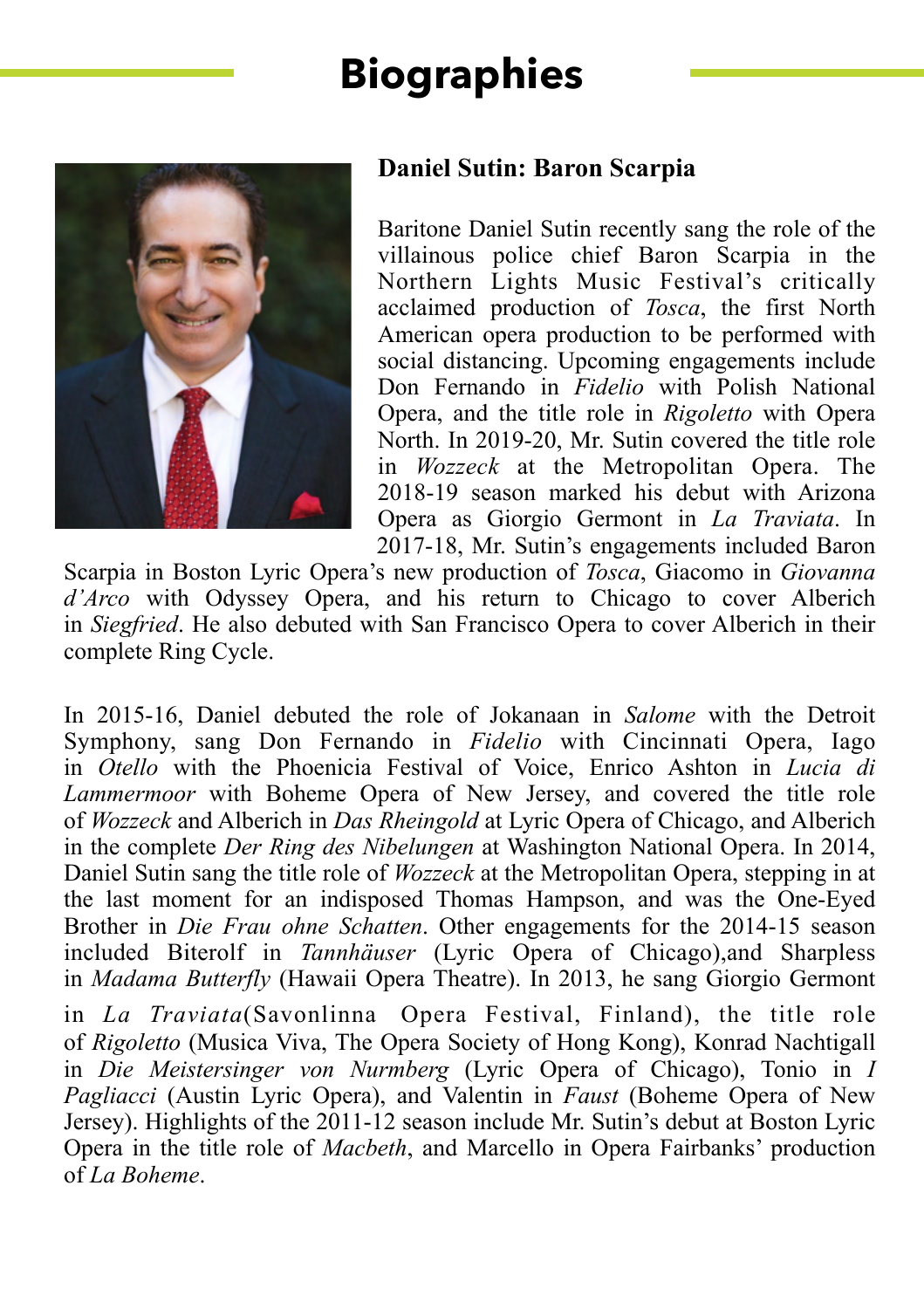# Biographies

## Daniel Sutin: Baron Scarpia

Baritone Daniel Sutin recently sang the role of the villainous police chief Baron Scarpia in the Northern Lights Music Festival's critically acclaimed production of *Tosca*, the first North American opera production to be performed with social distancing. Upcoming engagements include Don Fernando in *Fidelio* with Polish National Opera, and the title role in *Rigoletto* with Opera North. In 2019-20, Mr. Sutin covered the title role in *Wozzeck* at the Metropolitan Opera. The 2018-19 season marked his debut with Arizona Opera as Giorgio Germont in *La Traviata*. In 2017-18, Mr. Sutin's engagements included Baron Scarpia in Boston Lyric Opera's new production of *Tosca*, Giacomo in *Giovanna d'Arco* with Odyssey Opera, and his return to Chicago to cover Alberich in *Siegfried*. He also debuted with San Francisco Opera to cover Alberich in their complete Ring Cycle.

In 2015-16, Daniel debuted the role of Jokanaan in *Salome* with the Detroit Symphony, sang Don Fernando in *Fidelio* with Cincinnati Opera, Iago in *Otello* with the Phoenicia Festival of Voice, Enrico Ashton in *Lucia di Lammermoor* with Boheme Opera of New Jersey, and covered the title role of *Wozzeck* and Alberich in *Das Rheingold* at Lyric Opera of Chicago, and Alberich in the complete *Der Ring des Nibelungen* at Washington National Opera. In 2014, Daniel Sutin sang the title role of *Wozzeck* at the Metropolitan Opera, stepping in at the last moment for an indisposed Thomas Hampson, and was the One-Eyed Brother in *Die Frau ohne Schatten*. Other engagements for the 2014-15 season included Biterolf in *Tannhäuser* (Lyric Opera of Chicago),and Sharpless in *Madama Butterfly* (Hawaii Opera Theatre). In 2013, he sang Giorgio Germont in *La Traviata*(Savonlinna Opera Festival, Finland), the title role of *Rigoletto* (Musica Viva, The Opera Society of Hong Kong), Konrad Nachtigall in *Die Meistersinger von Nurmberg* (Lyric Opera of Chicago), Tonio in *I Pagliacci* (Austin Lyric Opera), and Valentin in *Faust* (Boheme Opera of New Jersey). Highlights of the 2011-12 season include Mr. Sutin's debut at Boston Lyric Opera in the title role of *Macbeth*, and Marcello in Opera Fairbanks' production of *La Boheme*.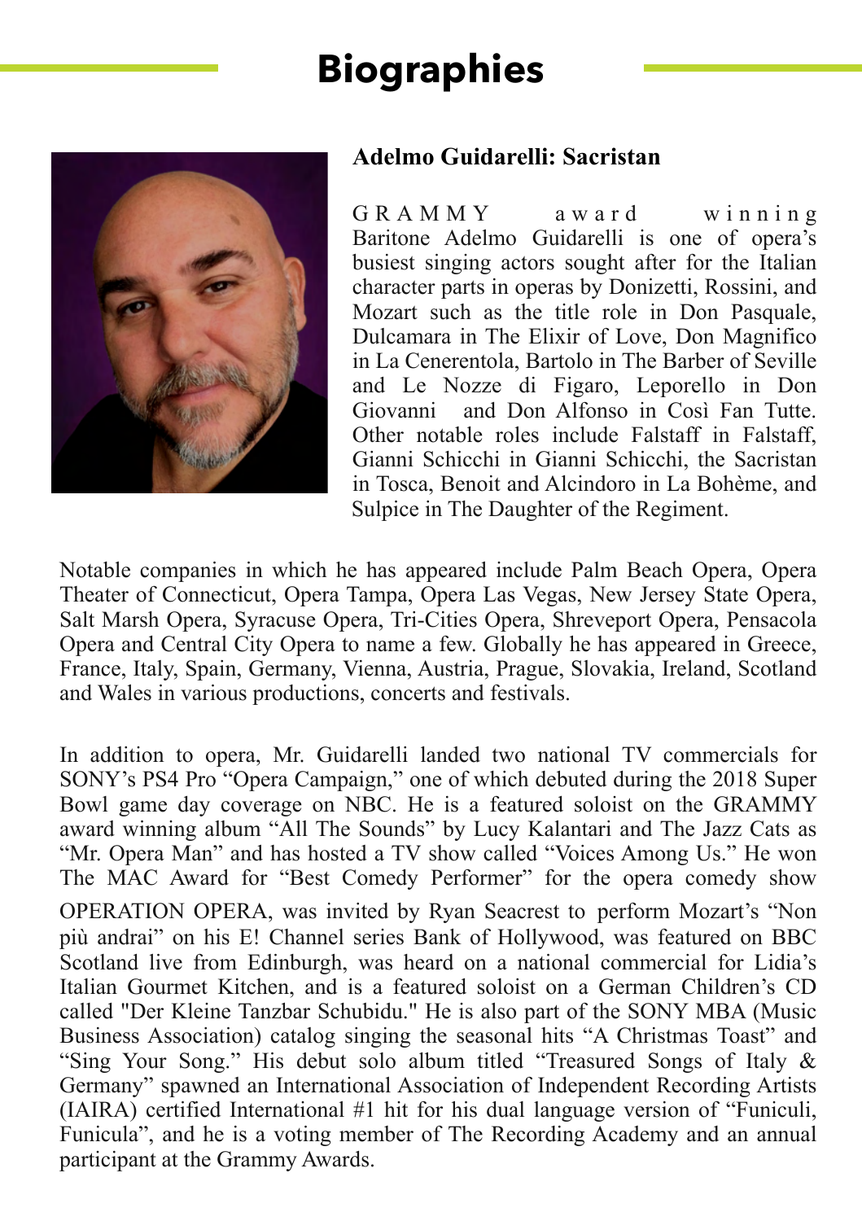# Biographies

## Adelmo Guidarelli: Sacristan

GRAMMY award winning Baritone Adelmo Guidarelli is one of opera's busiest singing actors sought after for the Italian character parts in operas by Donizetti, Rossini, and Mozart such as the title role in Don Pasquale, Dulcamara in The Elixir of Love, Don Magnifico in La Cenerentola, Bartolo in The Barber of Seville and Le Nozze di Figaro, Leporello in Don Giovanni and Don Alfonso in Così Fan Tutte. Other notable roles include Falstaff in Falstaff, Gianni Schicchi in Gianni Schicchi, the Sacristan in Tosca, Benoit and Alcindoro in La Bohème, and Sulpice in The Daughter of the Regiment.

Notable companies in which he has appeared include Palm Beach Opera, Opera Theater of Connecticut, Opera Tampa, Opera Las Vegas, New Jersey State Opera, Salt Marsh Opera, Syracuse Opera, Tri-Cities Opera, Shreveport Opera, Pensacola Opera and Central City Opera to name a few. Globally he has appeared in Greece, France, Italy, Spain, Germany, Vienna, Austria, Prague, Slovakia, Ireland, Scotland and Wales in various productions, concerts and festivals.

In addition to opera, Mr. Guidarelli landed two national TV commercials for SONY's PS4 Pro "Opera Campaign," one of which debuted during the 2018 Super Bowl game day coverage on NBC. He is a featured soloist on the GRAMMY award winning album "All The Sounds" by Lucy Kalantari and The Jazz Cats as "Mr. Opera Man" and has hosted a TV show called "Voices Among Us." He won The MAC Award for "Best Comedy Performer" for the opera comedy show OPERATION OPERA, was invited by Ryan Seacrest to perform Mozart's "Non più andrai" on his E! Channel series Bank of Hollywood, was featured on BBC Scotland live from Edinburgh, was heard on a national commercial for Lidia's Italian Gourmet Kitchen, and is a featured soloist on a German Children's CD called "Der Kleine Tanzbar Schubidu." He is also part of the SONY MBA (Music Business Association) catalog singing the seasonal hits "A Christmas Toast" and "Sing Your Song." His debut solo album titled "Treasured Songs of Italy & Germany" spawned an International Association of Independent Recording Artists (IAIRA) certified International #1 hit for his dual language version of "Funiculi, Funicula", and he is a voting member of The Recording Academy and an annual participant at the Grammy Awards.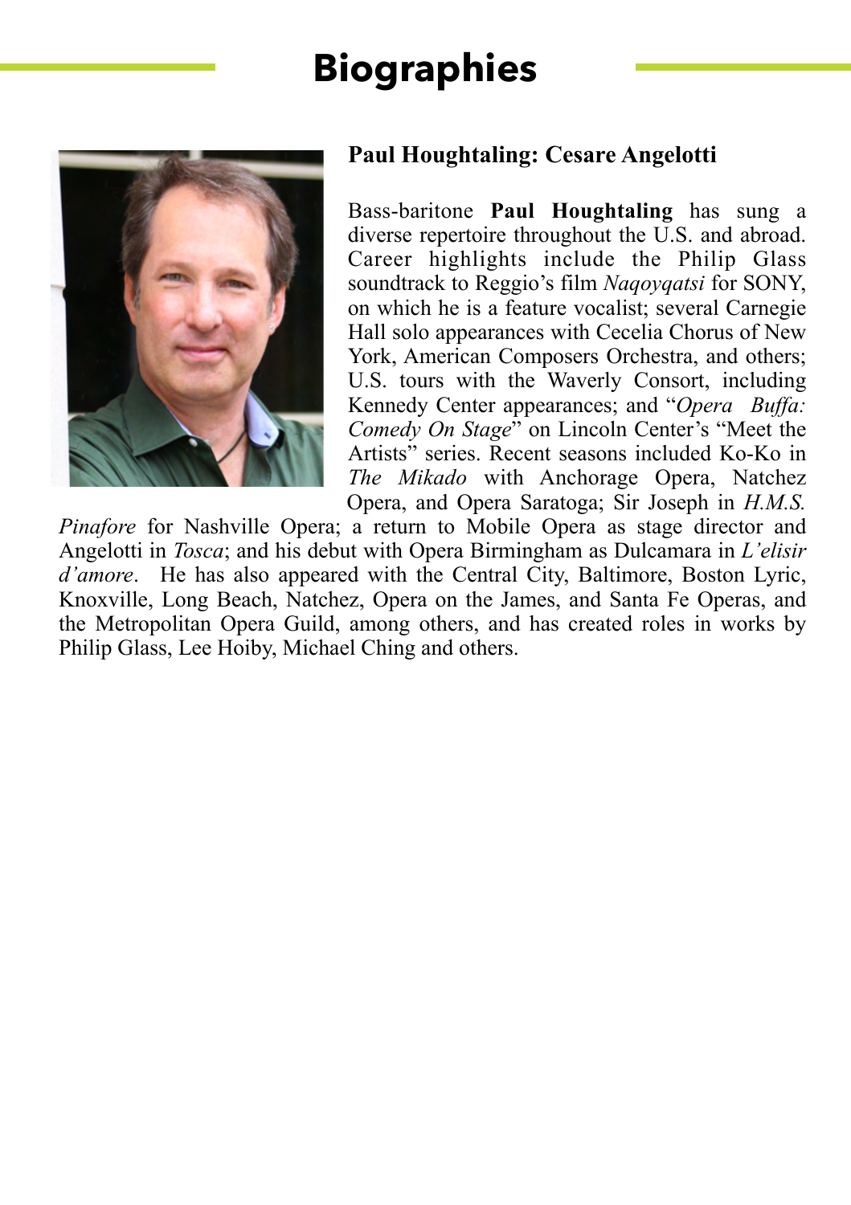# Biographies

## Paul Houghtaling: Cesare Angelotti

Bass-baritone **Paul Houghtaling** has sung a diverse repertoire throughout the U.S. and abroad. Career highlights include the Philip Glass soundtrack to Reggio's film *Naqoyqatsi* for SONY, on which he is a feature vocalist; several Carnegie Hall solo appearances with Cecelia Chorus of New York, American Composers Orchestra, and others; U.S. tours with the Waverly Consort, including Kennedy Center appearances; and "*Opera Buffa: Comedy On Stage*" on Lincoln Center's "Meet the Artists" series. Recent seasons included Ko-Ko in *The Mikado* with Anchorage Opera, Natchez Opera, and Opera Saratoga; Sir Joseph in *H.M.S. Pinafore* for Nashville Opera; a return to Mobile Opera as stage director and Angelotti in *Tosca*; and his debut with Opera Birmingham as Dulcamara in *L'elisir d'amore*. He has also appeared with the Central City, Baltimore, Boston Lyric, Knoxville, Long Beach, Natchez, Opera on the James, and Santa Fe Operas, and the Metropolitan Opera Guild, among others, and has created roles in works by Philip Glass, Lee Hoiby, Michael Ching and others.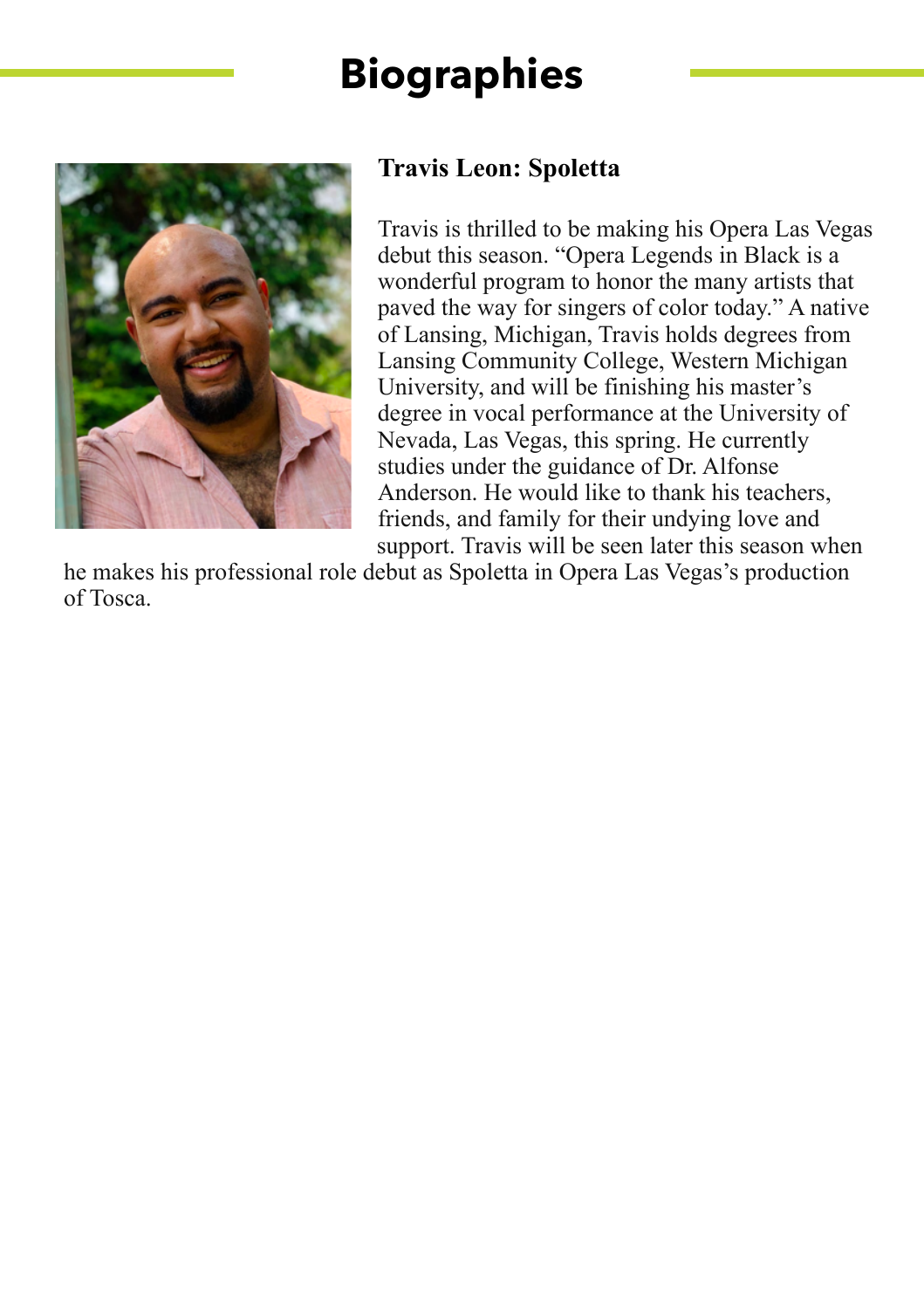# Biographies

### Travis Leon: Spoletta

Travis is thrilled to be making his Opera Las Vegas debut this season. "Opera Legends in Black is a wonderful program to honor the many artists that paved the way for singers of color today." A native of Lansing, Michigan, Travis holds degrees from Lansing Community College, Western Michigan University, and will be finishing his master's degree in vocal performance at the University of Nevada, Las Vegas, this spring. He currently studies under the guidance of Dr. Alfonse Anderson. He would like to thank his teachers, friends, and family for their undying love and support. Travis will be seen later this season when he makes his professional role debut as Spoletta in Opera Las Vegas's production of Tosca.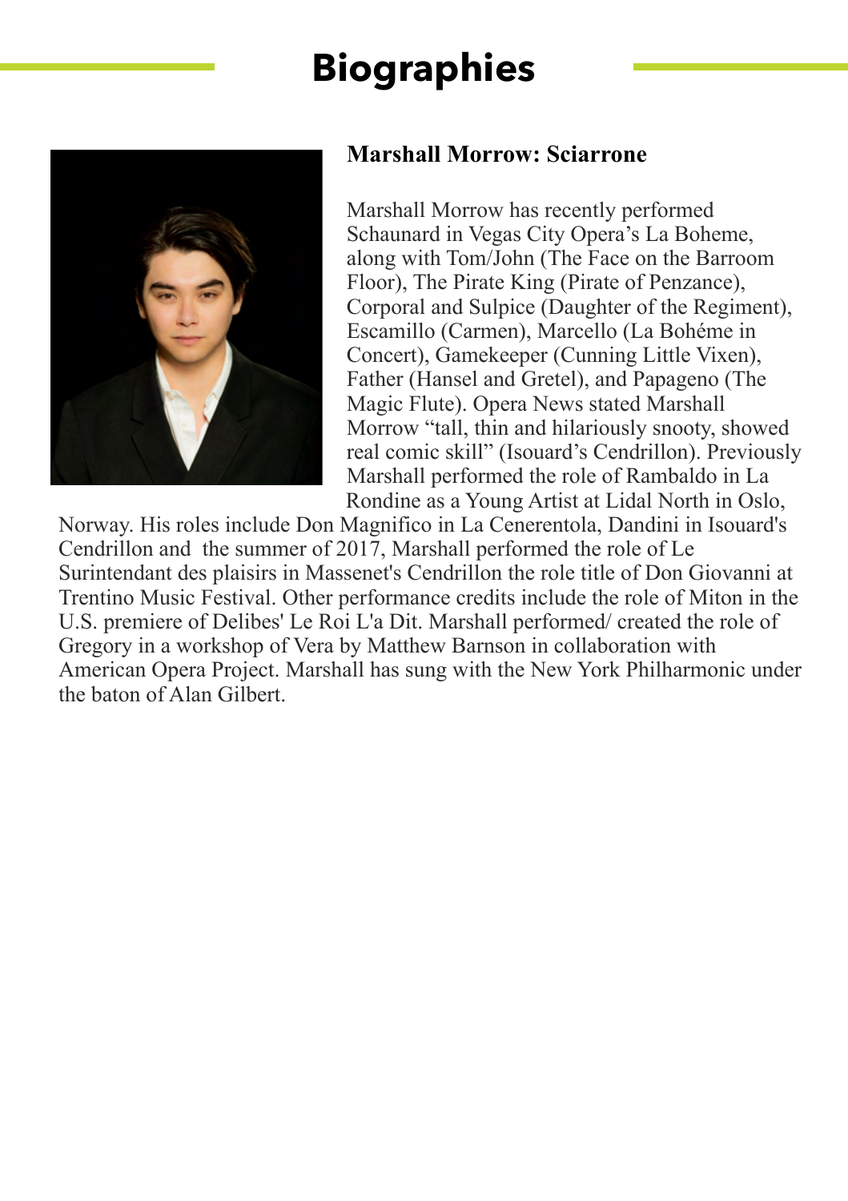# Biographies

### Marshall Morrow: Sciarrone

Marshall Morrow has recently performed Schaunard in Vegas City Opera's La Boheme, along with Tom/John (The Face on the Barroom Floor), The Pirate King (Pirate of Penzance), Corporal and Sulpice (Daughter of the Regiment), Escamillo (Carmen), Marcello (La Bohéme in Concert), Gamekeeper (Cunning Little Vixen), Father (Hansel and Gretel), and Papageno (The Magic Flute). Opera News stated Marshall Morrow "tall, thin and hilariously snooty, showed real comic skill" (Isouard's Cendrillon). Previously Marshall performed the role of Rambaldo in La Rondine as a Young Artist at Lidal North in Oslo, Norway. His roles include Don Magnifico in La Cenerentola, Dandini in Isouard's Cendrillon and  the summer of 2017, Marshall performed the role of Le Surintendant des plaisirs in Massenet's Cendrillon the role title of Don Giovanni at Trentino Music Festival. Other performance credits include the role of Miton in the U.S. premiere of Delibes' Le Roi L'a Dit. Marshall performed/ created the role of Gregory in a workshop of Vera by Matthew Barnson in collaboration with American Opera Project. Marshall has sung with the New York Philharmonic under the baton of Alan Gilbert.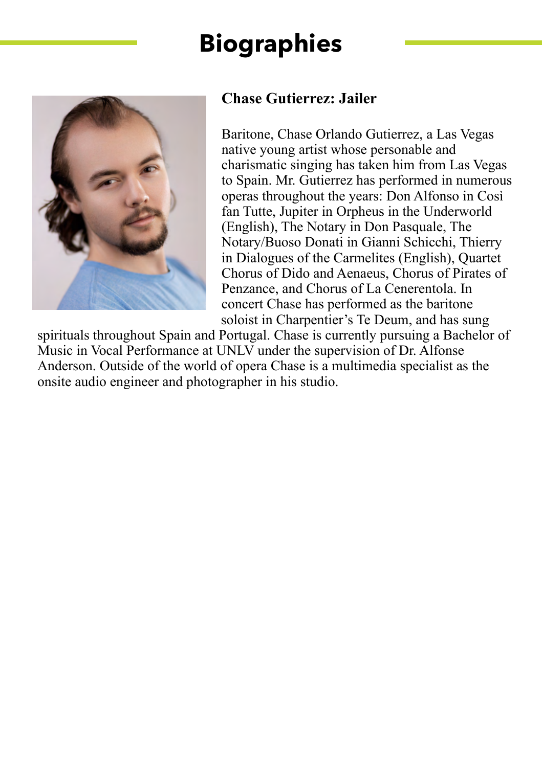# Biographies

### Chase Gutierrez: Jailer

Baritone, Chase Orlando Gutierrez, a Las Vegas native young artist whose personable and charismatic singing has taken him from Las Vegas to Spain. Mr. Gutierrez has performed in numerous operas throughout the years: Don Alfonso in Così fan Tutte, Jupiter in Orpheus in the Underworld (English), The Notary in Don Pasquale, The Notary/Buoso Donati in Gianni Schicchi, Thierry in Dialogues of the Carmelites (English), Quartet Chorus of Dido and Aenaeus, Chorus of Pirates of Penzance, and Chorus of La Cenerentola. In concert Chase has performed as the baritone soloist in Charpentier's Te Deum, and has sung spirituals throughout Spain and Portugal. Chase is currently pursuing a Bachelor of Music in Vocal Performance at UNLV under the supervision of Dr. Alfonse Anderson. Outside of the world of opera Chase is a multimedia specialist as the onsite audio engineer and photographer in his studio.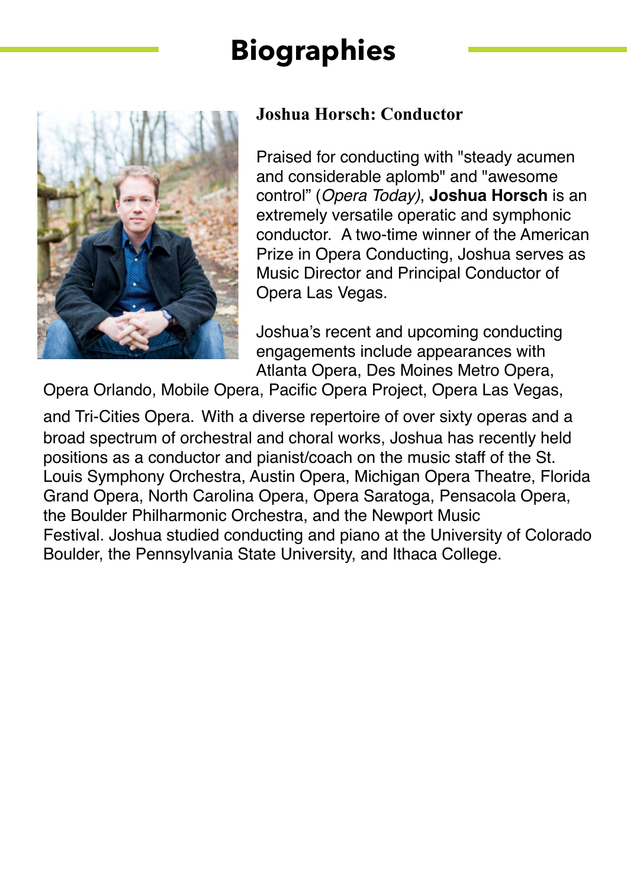# Biographies

### Joshua Horsch: Conductor

Praised for conducting with "steady acumen and considerable aplomb" and "awesome control" (*Opera Today)*, **Joshua Horsch** is an extremely versatile operatic and symphonic conductor. A two-time winner of the American Prize in Opera Conducting, Joshua serves as Music Director and Principal Conductor of Opera Las Vegas.

Joshua's recent and upcoming conducting engagements include appearances with Atlanta Opera, Des Moines Metro Opera, Opera Orlando, Mobile Opera, Pacific Opera Project, Opera Las Vegas, and Tri-Cities Opera. With a diverse repertoire of over sixty operas and a broad spectrum of orchestral and choral works, Joshua has recently held positions as a conductor and pianist/coach on the music staff of the St. Louis Symphony Orchestra, Austin Opera, Michigan Opera Theatre, Florida Grand Opera, North Carolina Opera, Opera Saratoga, Pensacola Opera, the Boulder Philharmonic Orchestra, and the Newport Music Festival. Joshua studied conducting and piano at the University of Colorado Boulder, the Pennsylvania State University, and Ithaca College.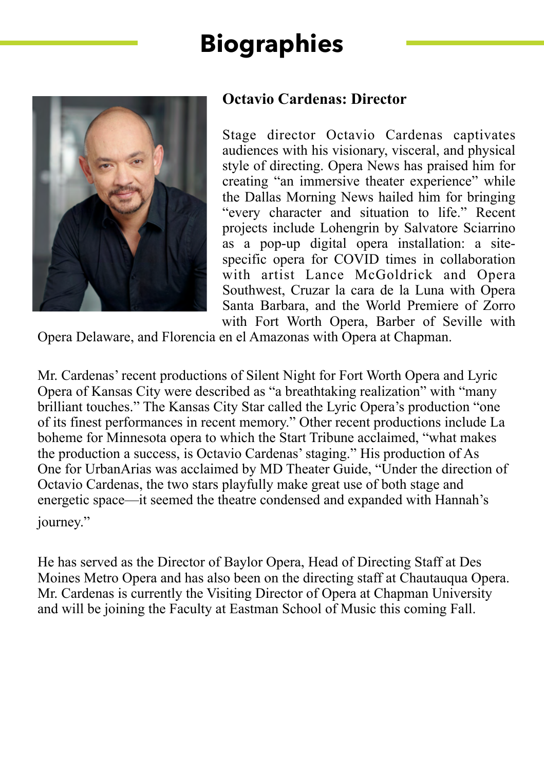# Biographies

### Octavio Cardenas: Director

Stage director Octavio Cardenas captivates audiences with his visionary, visceral, and physical style of directing. Opera News has praised him for creating "an immersive theater experience" while the Dallas Morning News hailed him for bringing "every character and situation to life." Recent projects include Lohengrin by Salvatore Sciarrino as a pop-up digital opera installation: a site-specific opera for COVID times in collaboration with artist Lance McGoldrick and Opera Southwest, Cruzar la cara de la Luna with Opera Santa Barbara, and the World Premiere of Zorro with Fort Worth Opera, Barber of Seville with Opera Delaware, and Florencia en el Amazonas with Opera at Chapman.

Mr. Cardenas' recent productions of Silent Night for Fort Worth Opera and Lyric Opera of Kansas City were described as "a breathtaking realization" with "many brilliant touches." The Kansas City Star called the Lyric Opera's production "one of its finest performances in recent memory." Other recent productions include La boheme for Minnesota opera to which the Start Tribune acclaimed, "what makes the production a success, is Octavio Cardenas' staging." His production of As One for UrbanArias was acclaimed by MD Theater Guide, "Under the direction of Octavio Cardenas, the two stars playfully make great use of both stage and energetic space—it seemed the theatre condensed and expanded with Hannah's journey."

He has served as the Director of Baylor Opera, Head of Directing Staff at Des Moines Metro Opera and has also been on the directing staff at Chautauqua Opera. Mr. Cardenas is currently the Visiting Director of Opera at Chapman University and will be joining the Faculty at Eastman School of Music this coming Fall.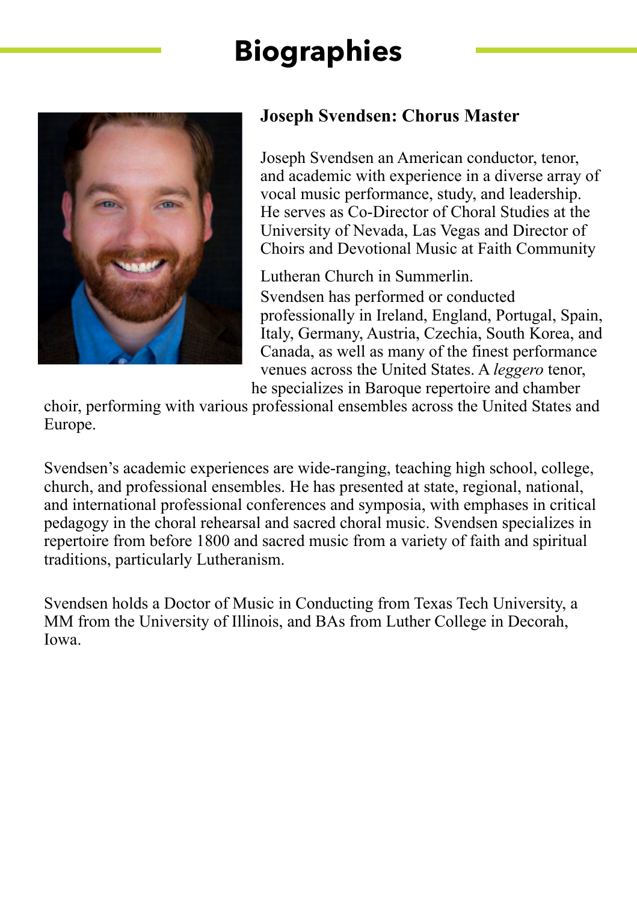# Biographies

### Joseph Svendsen: Chorus Master

Joseph Svendsen an American conductor, tenor, and academic with experience in a diverse array of vocal music performance, study, and leadership. He serves as Co-Director of Choral Studies at the University of Nevada, Las Vegas and Director of Choirs and Devotional Music at Faith Community Lutheran Church in Summerlin.

Svendsen has performed or conducted professionally in Ireland, England, Portugal, Spain, Italy, Germany, Austria, Czechia, South Korea, and Canada, as well as many of the finest performance venues across the United States. A *leggero* tenor, he specializes in Baroque repertoire and chamber choir, performing with various professional ensembles across the United States and Europe.

Svendsen's academic experiences are wide-ranging, teaching high school, college, church, and professional ensembles. He has presented at state, regional, national, and international professional conferences and symposia, with emphases in critical pedagogy in the choral rehearsal and sacred choral music. Svendsen specializes in repertoire from before 1800 and sacred music from a variety of faith and spiritual traditions, particularly Lutheranism.

Svendsen holds a Doctor of Music in Conducting from Texas Tech University, a MM from the University of Illinois, and BAs from Luther College in Decorah, Iowa.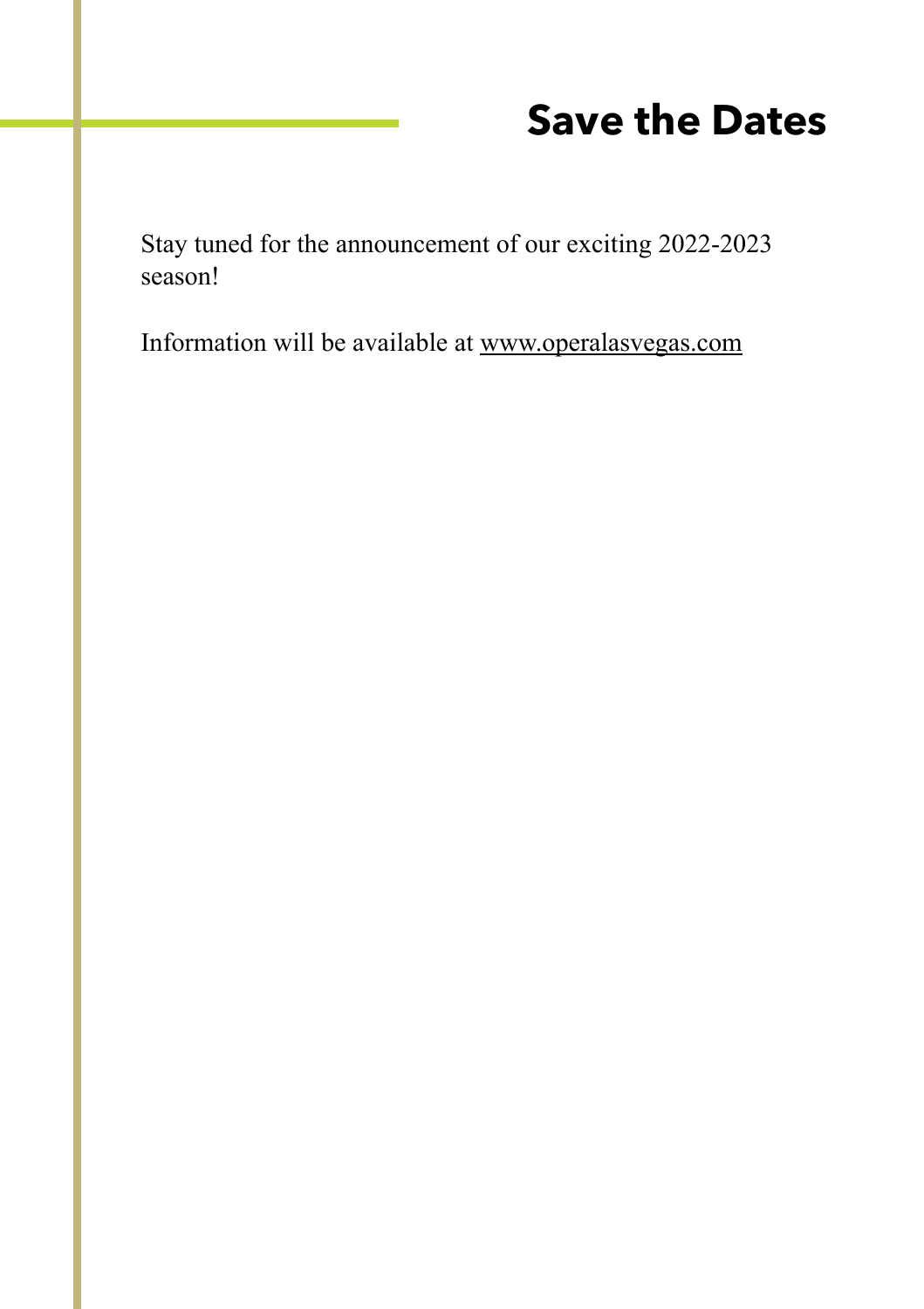# Save the Dates

Stay tuned for the announcement of our exciting 2022-2023 season!

Information will be available at www.operalasvegas.com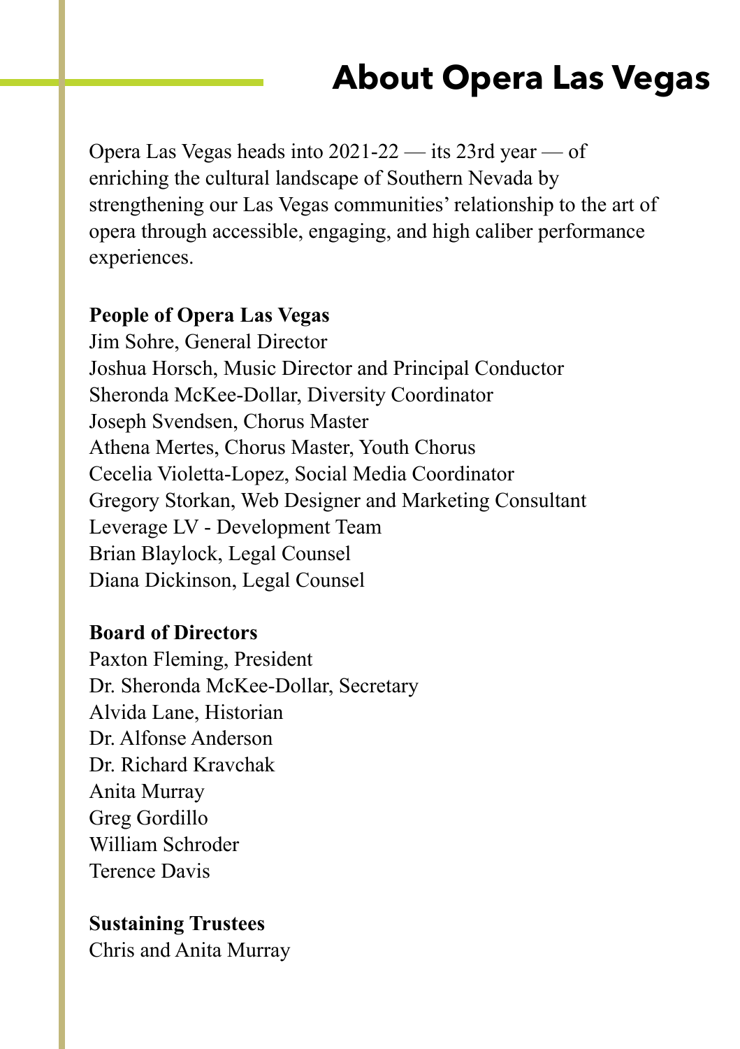# About Opera Las Vegas

Opera Las Vegas heads into 2021-22 — its 23rd year — of enriching the cultural landscape of Southern Nevada by strengthening our Las Vegas communities' relationship to the art of opera through accessible, engaging, and high caliber performance experiences.

**People of Opera Las Vegas**

Jim Sohre, General Director
Joshua Horsch, Music Director and Principal Conductor
Sheronda McKee-Dollar, Diversity Coordinator
Joseph Svendsen, Chorus Master
Athena Mertes, Chorus Master, Youth Chorus
Cecelia Violetta-Lopez, Social Media Coordinator
Gregory Storkan, Web Designer and Marketing Consultant
Leverage LV - Development Team
Brian Blaylock, Legal Counsel
Diana Dickinson, Legal Counsel

**Board of Directors**

Paxton Fleming, President
Dr. Sheronda McKee-Dollar, Secretary
Alvida Lane, Historian
Dr. Alfonse Anderson
Dr. Richard Kravchak
Anita Murray
Greg Gordillo
William Schroder
Terence Davis

**Sustaining Trustees**

Chris and Anita Murray